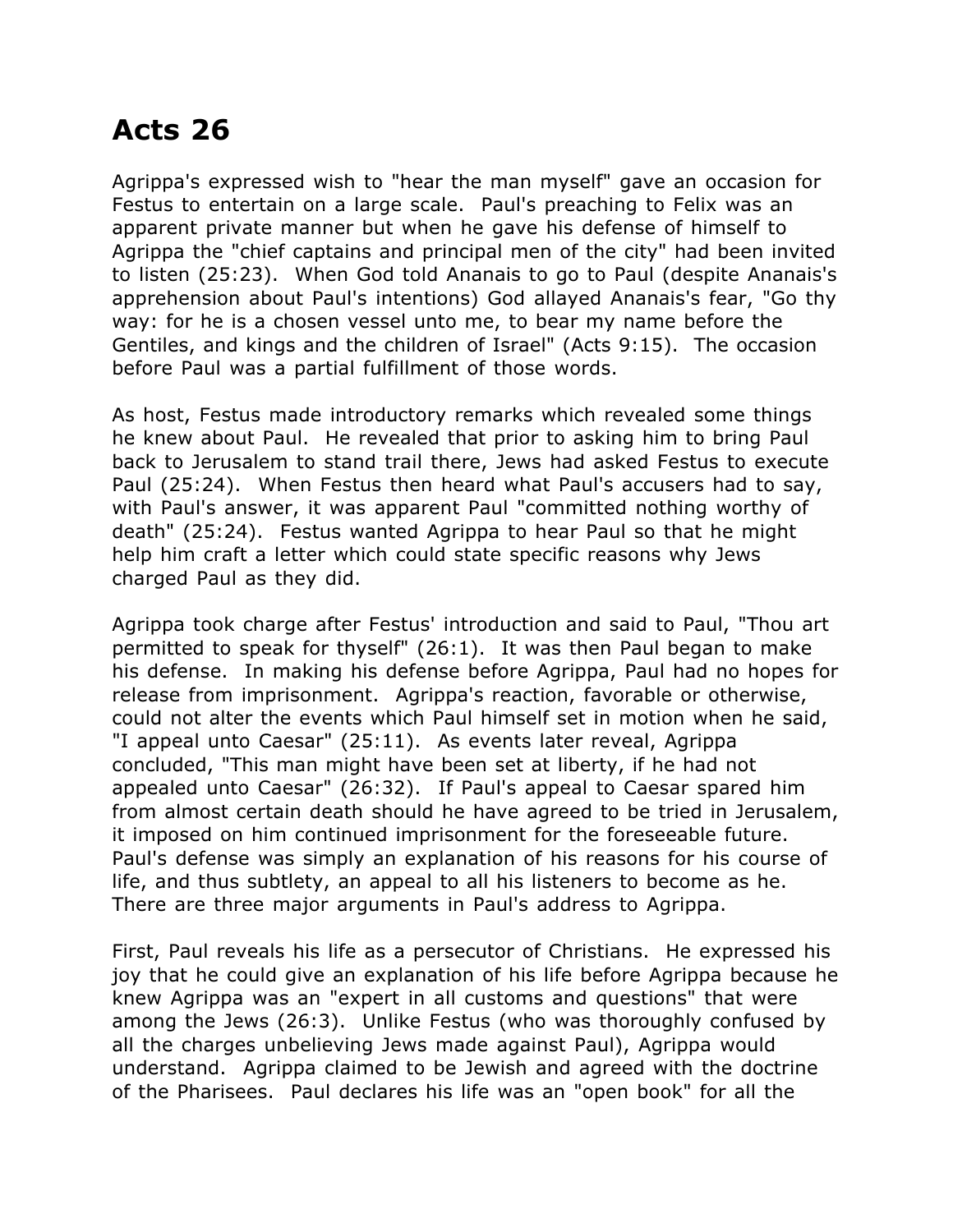# Acts 26

Agrippa's expressed wish to "hear the man myself" gave an occasion for Festus to entertain on a large scale. Paul's preaching to Felix was an apparent private manner but when he gave his defense of himself to Agrippa the "chief captains and principal men of the city" had been invited to listen (25:23). When God told Ananais to go to Paul (despite Ananais's apprehension about Paul's intentions) God allayed Ananais's fear, "Go thy way: for he is a chosen vessel unto me, to bear my name before the Gentiles, and kings and the children of Israel" (Acts 9:15). The occasion before Paul was a partial fulfillment of those words.

As host, Festus made introductory remarks which revealed some things he knew about Paul. He revealed that prior to asking him to bring Paul back to Jerusalem to stand trail there, Jews had asked Festus to execute Paul (25:24). When Festus then heard what Paul's accusers had to say, with Paul's answer, it was apparent Paul "committed nothing worthy of death" (25:24). Festus wanted Agrippa to hear Paul so that he might help him craft a letter which could state specific reasons why Jews charged Paul as they did.

Agrippa took charge after Festus' introduction and said to Paul, "Thou art permitted to speak for thyself" (26:1). It was then Paul began to make his defense. In making his defense before Agrippa, Paul had no hopes for release from imprisonment. Agrippa's reaction, favorable or otherwise, could not alter the events which Paul himself set in motion when he said, "I appeal unto Caesar" (25:11). As events later reveal, Agrippa concluded, "This man might have been set at liberty, if he had not appealed unto Caesar" (26:32). If Paul's appeal to Caesar spared him from almost certain death should he have agreed to be tried in Jerusalem, it imposed on him continued imprisonment for the foreseeable future. Paul's defense was simply an explanation of his reasons for his course of life, and thus subtlety, an appeal to all his listeners to become as he. There are three major arguments in Paul's address to Agrippa.

First, Paul reveals his life as a persecutor of Christians. He expressed his joy that he could give an explanation of his life before Agrippa because he knew Agrippa was an "expert in all customs and questions" that were among the Jews (26:3). Unlike Festus (who was thoroughly confused by all the charges unbelieving Jews made against Paul), Agrippa would understand. Agrippa claimed to be Jewish and agreed with the doctrine of the Pharisees. Paul declares his life was an "open book" for all the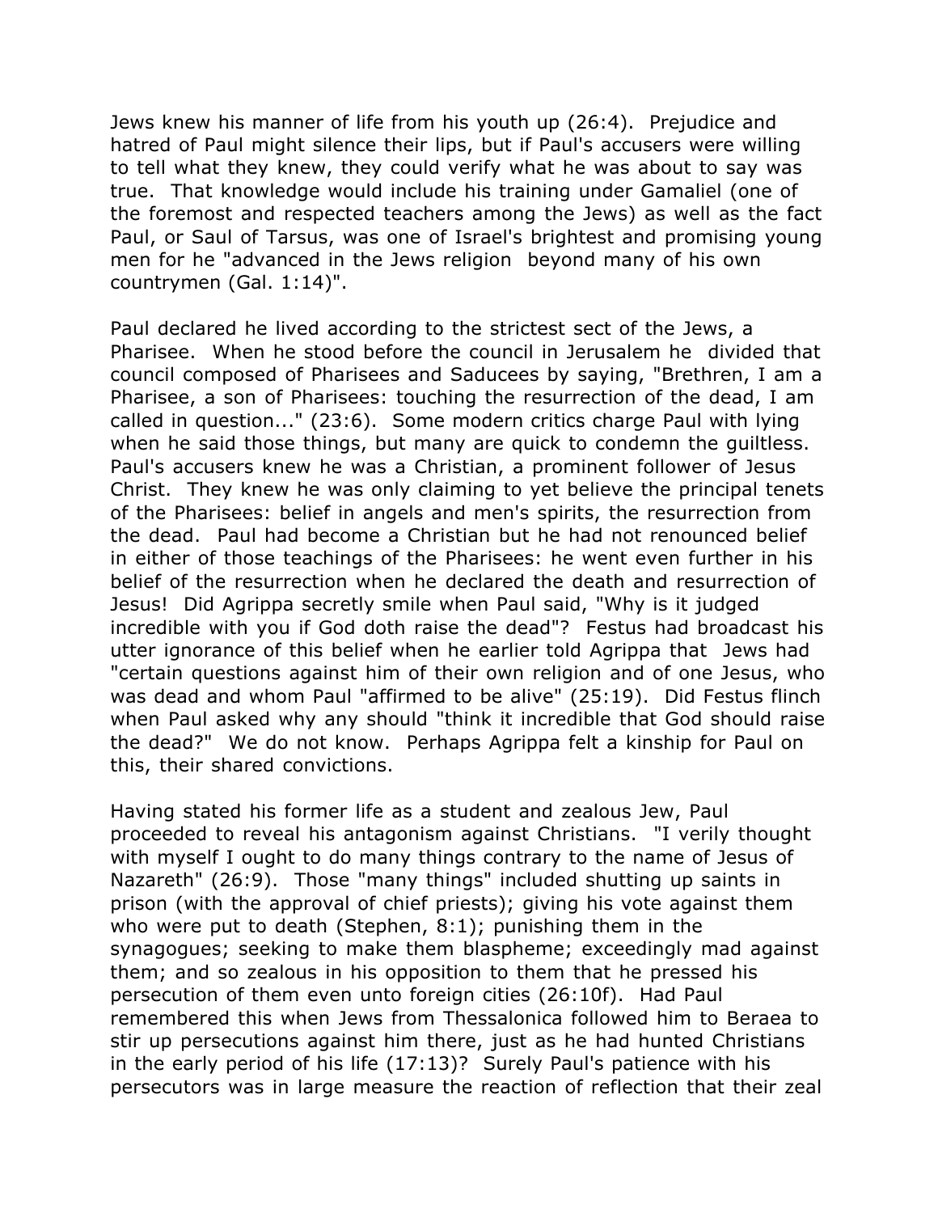Jews knew his manner of life from his youth up (26:4). Prejudice and hatred of Paul might silence their lips, but if Paul's accusers were willing to tell what they knew, they could verify what he was about to say was true. That knowledge would include his training under Gamaliel (one of the foremost and respected teachers among the Jews) as well as the fact Paul, or Saul of Tarsus, was one of Israel's brightest and promising young men for he "advanced in the Jews religion beyond many of his own countrymen (Gal. 1:14)".

Paul declared he lived according to the strictest sect of the Jews, a Pharisee. When he stood before the council in Jerusalem he divided that council composed of Pharisees and Saducees by saying, "Brethren, I am a Pharisee, a son of Pharisees: touching the resurrection of the dead, I am called in question..." (23:6). Some modern critics charge Paul with lying when he said those things, but many are quick to condemn the guiltless. Paul's accusers knew he was a Christian, a prominent follower of Jesus Christ. They knew he was only claiming to yet believe the principal tenets of the Pharisees: belief in angels and men's spirits, the resurrection from the dead. Paul had become a Christian but he had not renounced belief in either of those teachings of the Pharisees: he went even further in his belief of the resurrection when he declared the death and resurrection of Jesus! Did Agrippa secretly smile when Paul said, "Why is it judged incredible with you if God doth raise the dead"? Festus had broadcast his utter ignorance of this belief when he earlier told Agrippa that Jews had "certain questions against him of their own religion and of one Jesus, who was dead and whom Paul "affirmed to be alive" (25:19). Did Festus flinch when Paul asked why any should "think it incredible that God should raise the dead?" We do not know. Perhaps Agrippa felt a kinship for Paul on this, their shared convictions.

Having stated his former life as a student and zealous Jew, Paul proceeded to reveal his antagonism against Christians. "I verily thought with myself I ought to do many things contrary to the name of Jesus of Nazareth" (26:9). Those "many things" included shutting up saints in prison (with the approval of chief priests); giving his vote against them who were put to death (Stephen, 8:1); punishing them in the synagogues; seeking to make them blaspheme; exceedingly mad against them; and so zealous in his opposition to them that he pressed his persecution of them even unto foreign cities (26:10f). Had Paul remembered this when Jews from Thessalonica followed him to Beraea to stir up persecutions against him there, just as he had hunted Christians in the early period of his life (17:13)? Surely Paul's patience with his persecutors was in large measure the reaction of reflection that their zeal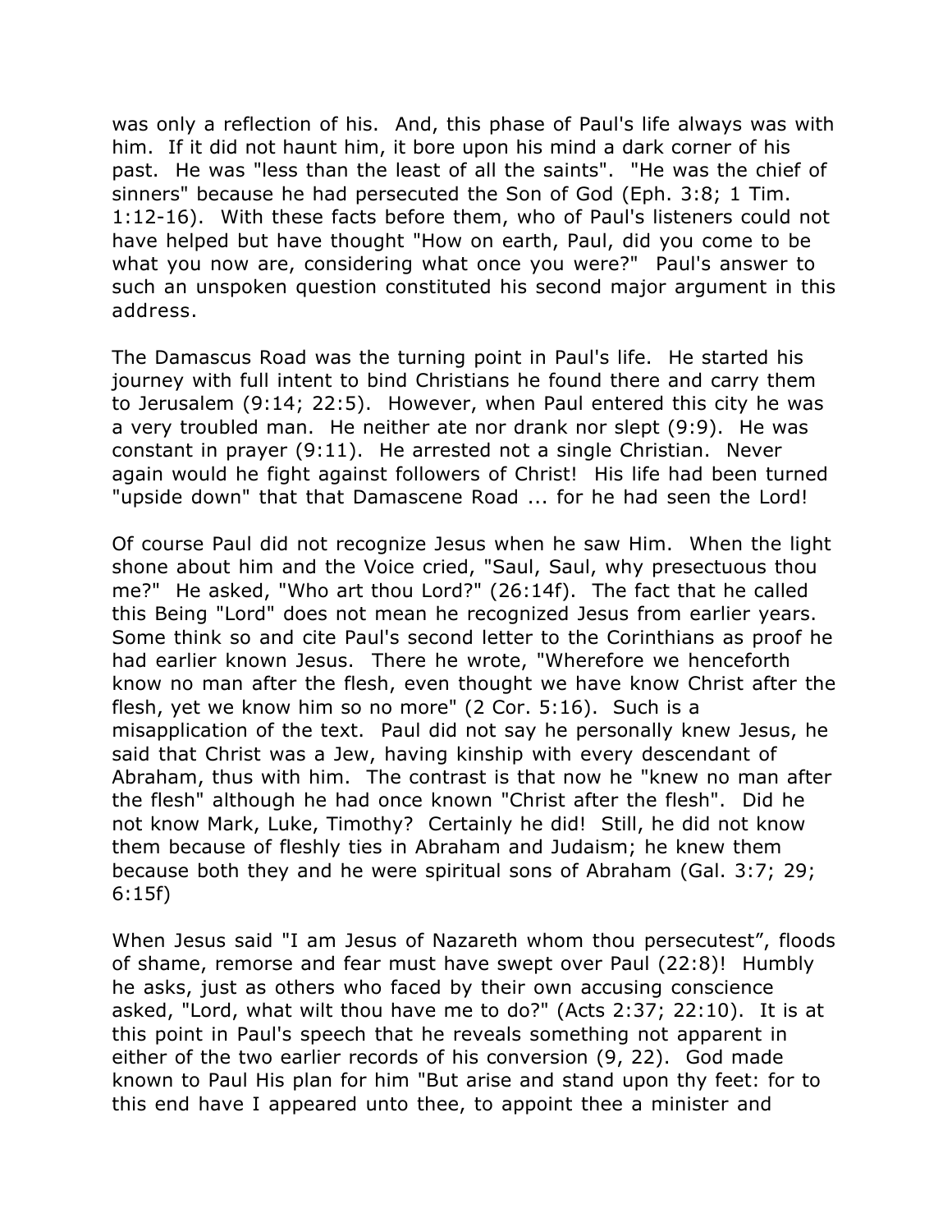was only a reflection of his. And, this phase of Paul's life always was with him. If it did not haunt him, it bore upon his mind a dark corner of his past. He was "less than the least of all the saints". "He was the chief of sinners" because he had persecuted the Son of God (Eph. 3:8; 1 Tim. 1:12-16). With these facts before them, who of Paul's listeners could not have helped but have thought "How on earth, Paul, did you come to be what you now are, considering what once you were?" Paul's answer to such an unspoken question constituted his second major argument in this address.

The Damascus Road was the turning point in Paul's life. He started his journey with full intent to bind Christians he found there and carry them to Jerusalem (9:14; 22:5). However, when Paul entered this city he was a very troubled man. He neither ate nor drank nor slept (9:9). He was constant in prayer (9:11). He arrested not a single Christian. Never again would he fight against followers of Christ! His life had been turned "upside down" that that Damascene Road ... for he had seen the Lord!

Of course Paul did not recognize Jesus when he saw Him. When the light shone about him and the Voice cried, "Saul, Saul, why presectuous thou me?" He asked, "Who art thou Lord?" (26:14f). The fact that he called this Being "Lord" does not mean he recognized Jesus from earlier years. Some think so and cite Paul's second letter to the Corinthians as proof he had earlier known Jesus. There he wrote, "Wherefore we henceforth know no man after the flesh, even thought we have know Christ after the flesh, yet we know him so no more" (2 Cor. 5:16). Such is a misapplication of the text. Paul did not say he personally knew Jesus, he said that Christ was a Jew, having kinship with every descendant of Abraham, thus with him. The contrast is that now he "knew no man after the flesh" although he had once known "Christ after the flesh". Did he not know Mark, Luke, Timothy? Certainly he did! Still, he did not know them because of fleshly ties in Abraham and Judaism; he knew them because both they and he were spiritual sons of Abraham (Gal. 3:7; 29; 6:15f)

When Jesus said "I am Jesus of Nazareth whom thou persecutest", floods of shame, remorse and fear must have swept over Paul (22:8)! Humbly he asks, just as others who faced by their own accusing conscience asked, "Lord, what wilt thou have me to do?" (Acts 2:37; 22:10). It is at this point in Paul's speech that he reveals something not apparent in either of the two earlier records of his conversion (9, 22). God made known to Paul His plan for him "But arise and stand upon thy feet: for to this end have I appeared unto thee, to appoint thee a minister and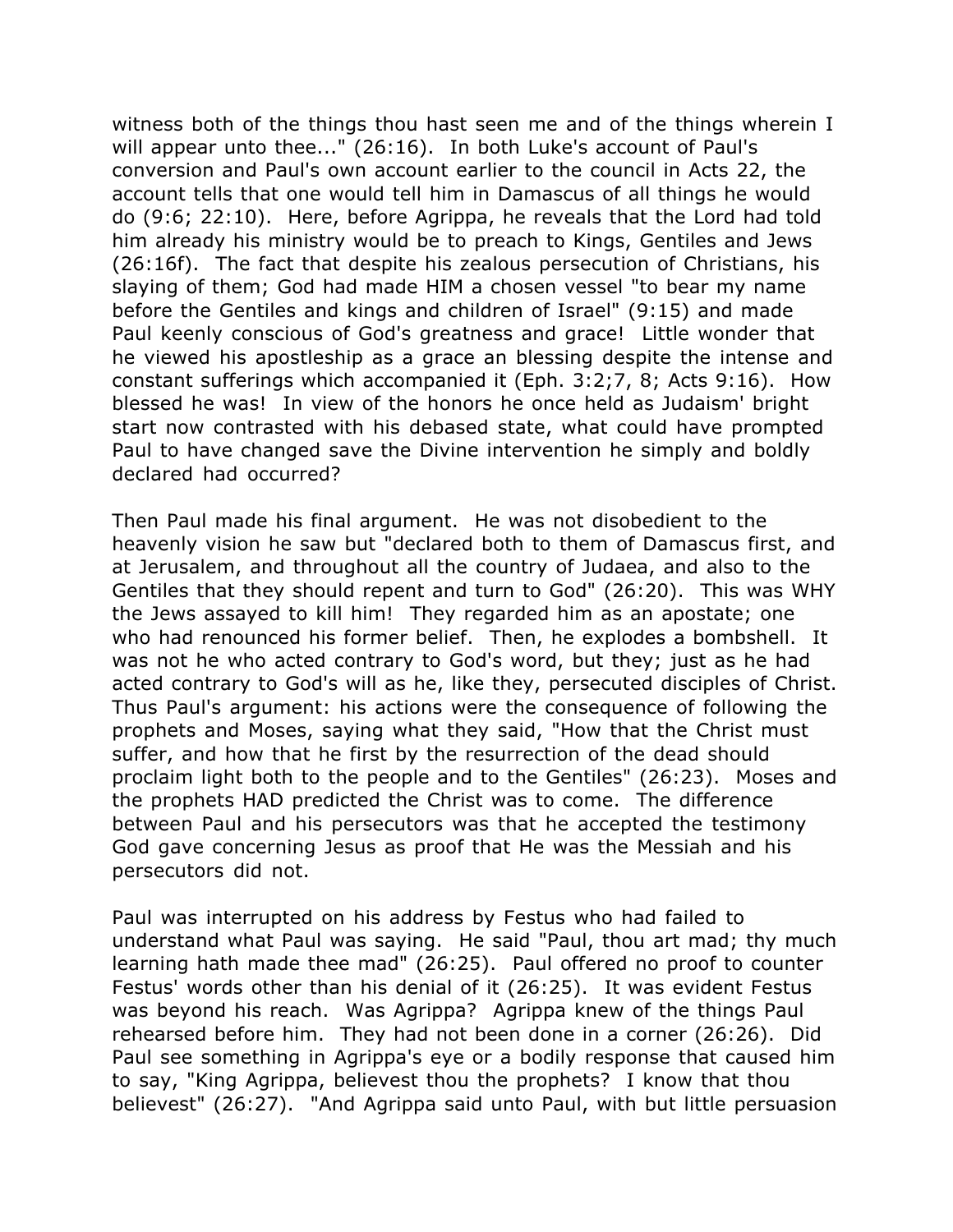witness both of the things thou hast seen me and of the things wherein I will appear unto thee..." (26:16). In both Luke's account of Paul's conversion and Paul's own account earlier to the council in Acts 22, the account tells that one would tell him in Damascus of all things he would do (9:6; 22:10). Here, before Agrippa, he reveals that the Lord had told him already his ministry would be to preach to Kings, Gentiles and Jews (26:16f). The fact that despite his zealous persecution of Christians, his slaying of them; God had made HIM a chosen vessel "to bear my name before the Gentiles and kings and children of Israel" (9:15) and made Paul keenly conscious of God's greatness and grace! Little wonder that he viewed his apostleship as a grace an blessing despite the intense and constant sufferings which accompanied it (Eph. 3:2;7, 8; Acts 9:16). How blessed he was! In view of the honors he once held as Judaism' bright start now contrasted with his debased state, what could have prompted Paul to have changed save the Divine intervention he simply and boldly declared had occurred?

Then Paul made his final argument. He was not disobedient to the heavenly vision he saw but "declared both to them of Damascus first, and at Jerusalem, and throughout all the country of Judaea, and also to the Gentiles that they should repent and turn to God" (26:20). This was WHY the Jews assayed to kill him! They regarded him as an apostate; one who had renounced his former belief. Then, he explodes a bombshell. It was not he who acted contrary to God's word, but they; just as he had acted contrary to God's will as he, like they, persecuted disciples of Christ. Thus Paul's argument: his actions were the consequence of following the prophets and Moses, saying what they said, "How that the Christ must suffer, and how that he first by the resurrection of the dead should proclaim light both to the people and to the Gentiles" (26:23). Moses and the prophets HAD predicted the Christ was to come. The difference between Paul and his persecutors was that he accepted the testimony God gave concerning Jesus as proof that He was the Messiah and his persecutors did not.

Paul was interrupted on his address by Festus who had failed to understand what Paul was saying. He said "Paul, thou art mad; thy much learning hath made thee mad" (26:25). Paul offered no proof to counter Festus' words other than his denial of it (26:25). It was evident Festus was beyond his reach. Was Agrippa? Agrippa knew of the things Paul rehearsed before him. They had not been done in a corner (26:26). Did Paul see something in Agrippa's eye or a bodily response that caused him to say, "King Agrippa, believest thou the prophets? I know that thou believest" (26:27). "And Agrippa said unto Paul, with but little persuasion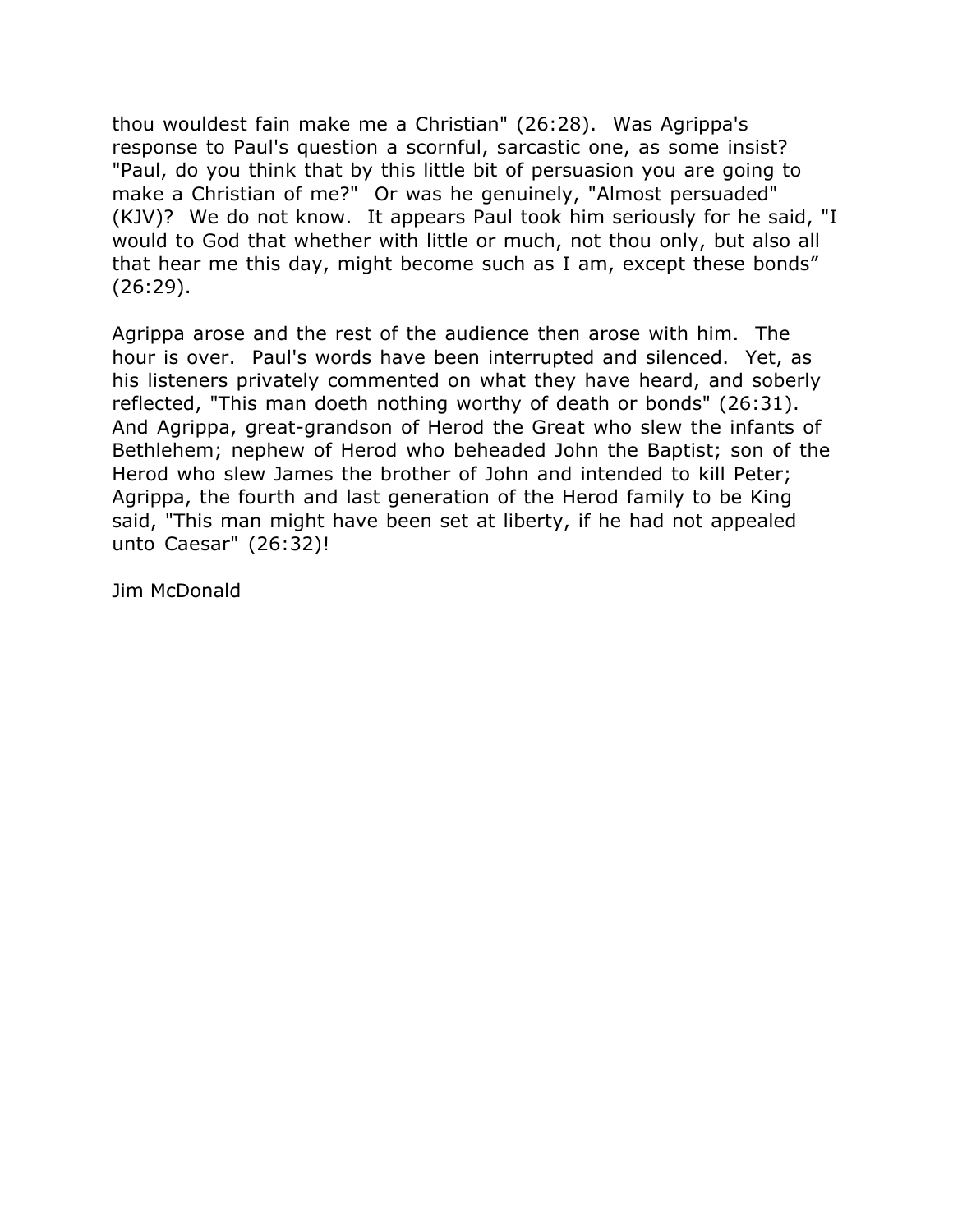thou wouldest fain make me a Christian" (26:28). Was Agrippa's response to Paul's question a scornful, sarcastic one, as some insist? "Paul, do you think that by this little bit of persuasion you are going to make a Christian of me?" Or was he genuinely, "Almost persuaded" (KJV)? We do not know. It appears Paul took him seriously for he said, "I would to God that whether with little or much, not thou only, but also all that hear me this day, might become such as I am, except these bonds" (26:29).

Agrippa arose and the rest of the audience then arose with him. The hour is over. Paul's words have been interrupted and silenced. Yet, as his listeners privately commented on what they have heard, and soberly reflected, "This man doeth nothing worthy of death or bonds" (26:31). And Agrippa, great-grandson of Herod the Great who slew the infants of Bethlehem; nephew of Herod who beheaded John the Baptist; son of the Herod who slew James the brother of John and intended to kill Peter; Agrippa, the fourth and last generation of the Herod family to be King said, "This man might have been set at liberty, if he had not appealed unto Caesar" (26:32)!

Jim McDonald